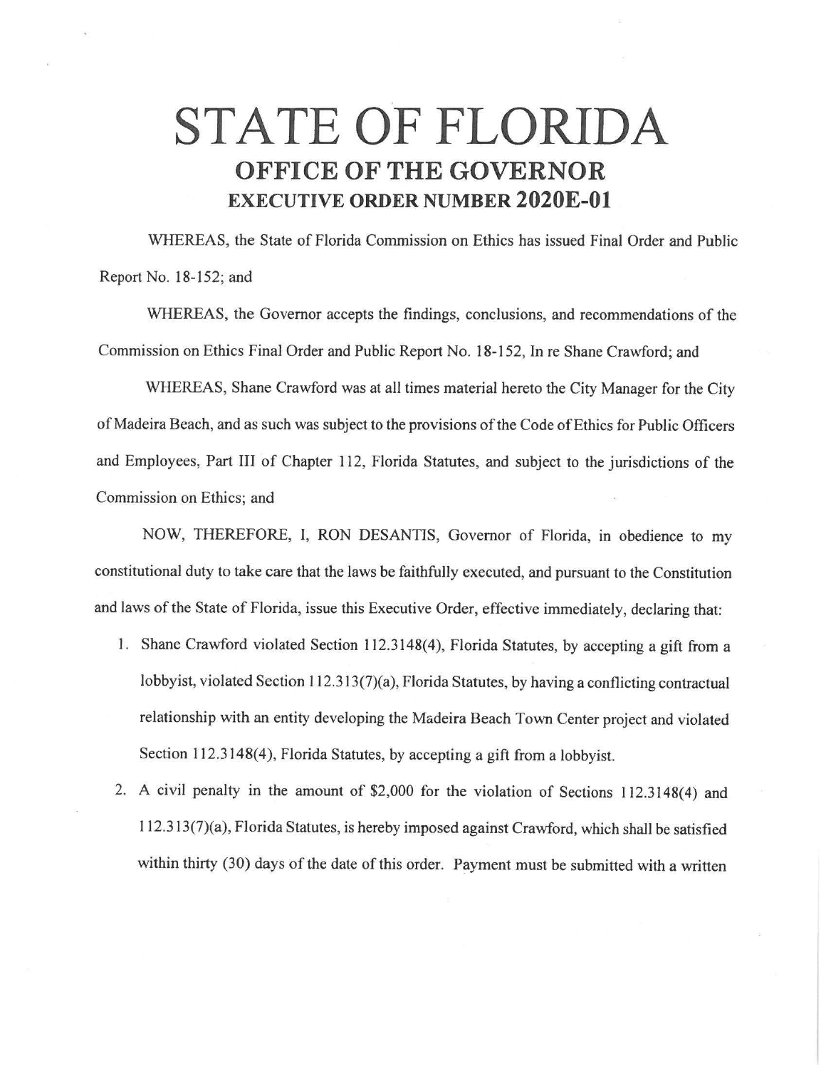# STATE OF FLORIDA

## OFFICE OF THE GOVERNOR

### EXECUTIVE ORDER NUMBER 2020E-01

WHEREAS, the State of Florida Commission on Ethics has issued Final Order and Public Report No. 18-152; and

WHEREAS, the Governor accepts the findings, conclusions, and recommendations of the Commission on Ethics Final Order and Public Report No. 18-152, In re Shane Crawford; and

WHEREAS, Shane Crawford was at all times material hereto the City Manager for the City of Madeira Beach, and as such was subject to the provisions of the Code of Ethics for Public Officers and Employees, Part III of Chapter 112, Florida Statutes, and subject to the jurisdictions of the Commission on Ethics; and

NOW, THEREFORE, I, RON DESANTIS, Governor of Florida, in obedience to my constitutional duty to take care that the laws be faithfully executed, and pursuant to the Constitution and laws of the State of Florida, issue this Executive Order, effective immediately, declaring that:

1. Shane Crawford violated Section 112.3148(4), Florida Statutes, by accepting a gift from a lobbyist, violated Section 112.313(7)(a), Florida Statutes, by having a conflicting contractual relationship with an entity developing the Madeira Beach Town Center project and violated Section 112.3148(4), Florida Statutes, by accepting a gift from a lobbyist.
2. A civil penalty in the amount of $2,000 for the violation of Sections 112.3148(4) and 112.313(7)(a), Florida Statutes, is hereby imposed against Crawford, which shall be satisfied within thirty (30) days of the date of this order. Payment must be submitted with a written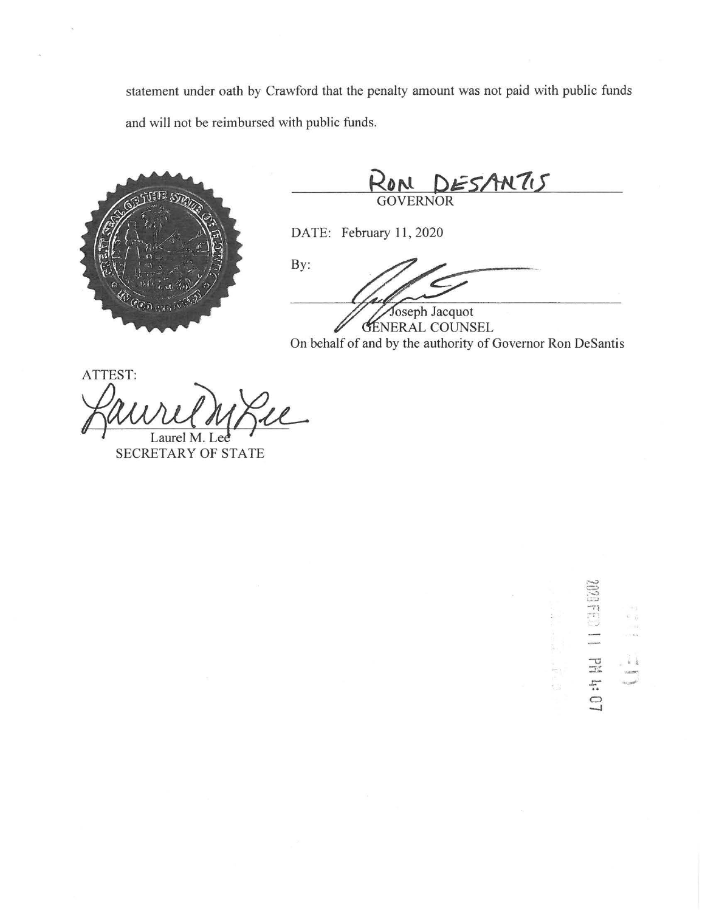statement under oath by Crawford that the penalty amount was not paid with public funds and will not be reimbursed with public funds.

RON DESANTIS
GOVERNOR

DATE: February 11, 2020

By:

Joseph Jacquot
GENERAL COUNSEL
On behalf of and by the authority of Governor Ron DeSantis

ATTEST:

Laurel M. Lee
SECRETARY OF STATE

2020 FEB 11 PM 4:07